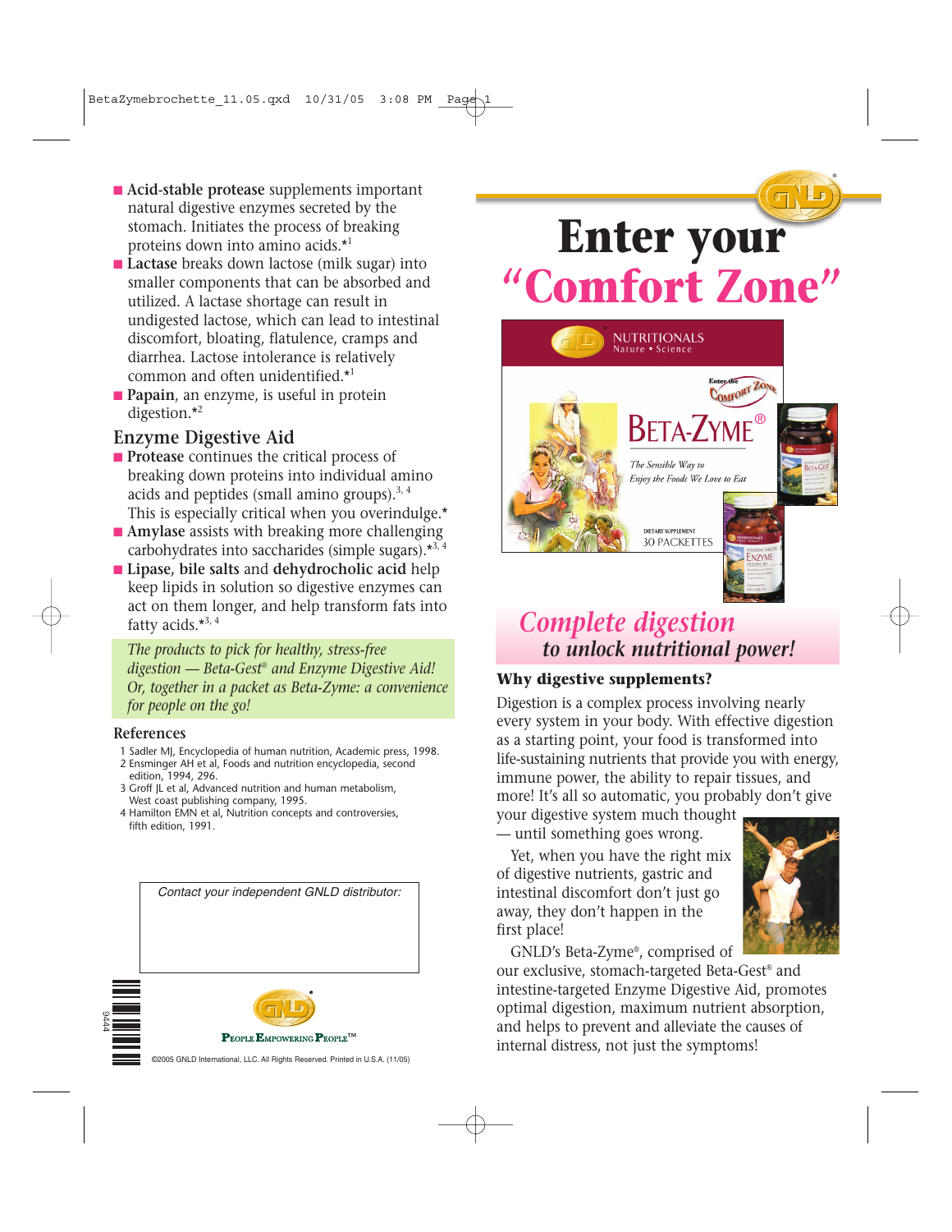# Enter your "Comfort Zone"

## *Complete digestion to unlock nutritional power!*

### Why digestive supplements?

Digestion is a complex process involving nearly every system in your body. With effective digestion as a starting point, your food is transformed into life-sustaining nutrients that provide you with energy, immune power, the ability to repair tissues, and more! It's all so automatic, you probably don't give your digestive system much thought — until something goes wrong.

Yet, when you have the right mix of digestive nutrients, gastric and intestinal discomfort don't just go away, they don't happen in the first place!

GNLD's Beta-Zyme®, comprised of our exclusive, stomach-targeted Beta-Gest® and intestine-targeted Enzyme Digestive Aid, promotes optimal digestion, maximum nutrient absorption, and helps to prevent and alleviate the causes of internal distress, not just the symptoms!

- **Acid-stable protease** supplements important natural digestive enzymes secreted by the stomach. Initiates the process of breaking proteins down into amino acids.*[1]
- **Lactase** breaks down lactose (milk sugar) into smaller components that can be absorbed and utilized. A lactase shortage can result in undigested lactose, which can lead to intestinal discomfort, bloating, flatulence, cramps and diarrhea. Lactose intolerance is relatively common and often unidentified.*[1]
- **Papain**, an enzyme, is useful in protein digestion.*[2]

### Enzyme Digestive Aid

- **Protease** continues the critical process of breaking down proteins into individual amino acids and peptides (small amino groups).[3, 4] This is especially critical when you overindulge.*
- **Amylase** assists with breaking more challenging carbohydrates into saccharides (simple sugars).*[3, 4]
- **Lipase**, **bile salts** and **dehydrocholic acid** help keep lipids in solution so digestive enzymes can act on them longer, and help transform fats into fatty acids.*[3, 4]

*The products to pick for healthy, stress-free digestion — Beta-Gest® and Enzyme Digestive Aid! Or, together in a packet as Beta-Zyme: a convenience for people on the go!*

### References

1. Sadler MJ, Encyclopedia of human nutrition, Academic press, 1998.
2. Ensminger AH et al, Foods and nutrition encyclopedia, second edition, 1994, 296.
3. Groff JL et al, Advanced nutrition and human metabolism, West coast publishing company, 1995.
4. Hamilton EMN et al, Nutrition concepts and controversies, fifth edition, 1991.

Contact your independent GNLD distributor:

People Empowering People™

©2005 GNLD International, LLC. All Rights Reserved. Printed in U.S.A. (11/05)

9444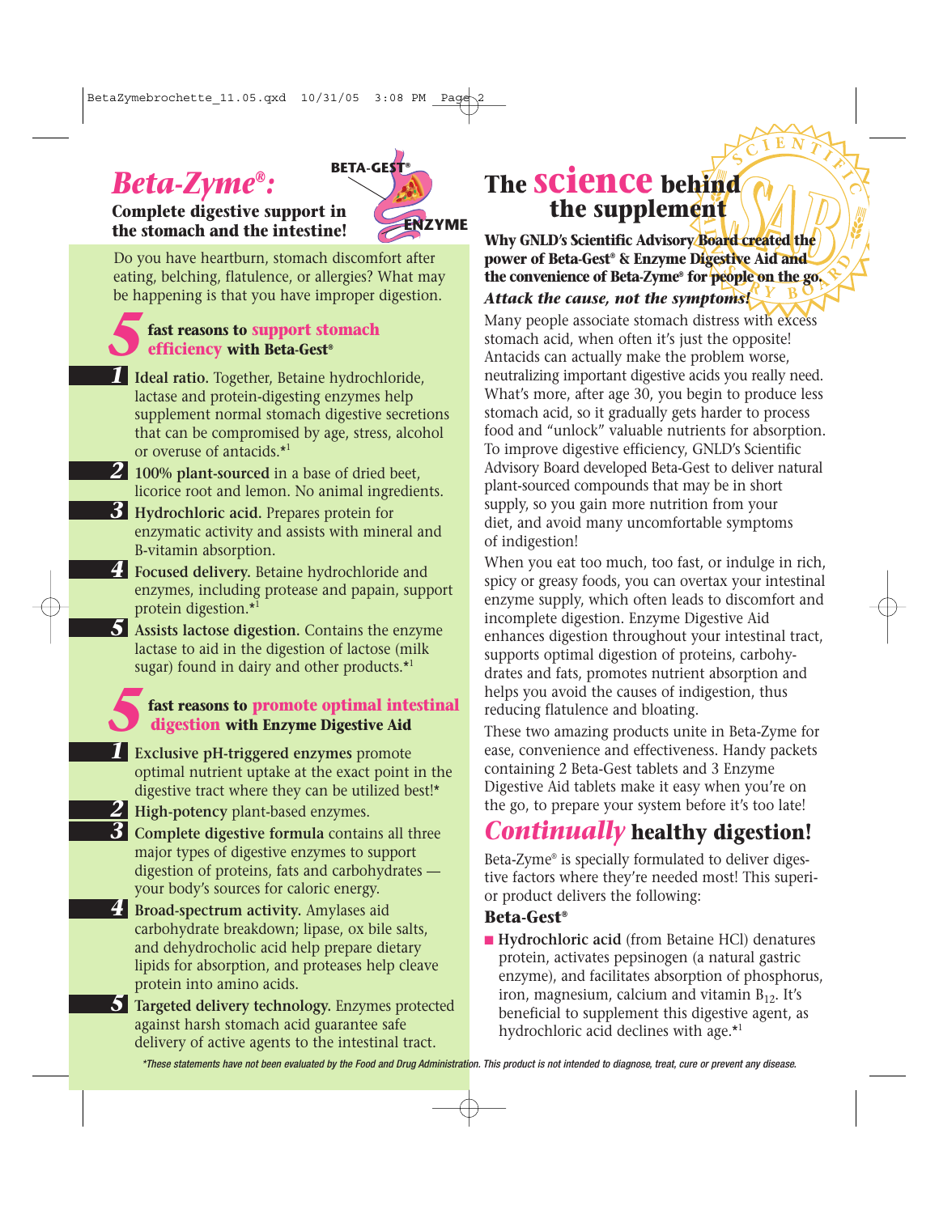# *Beta-Zyme®:*

**Complete digestive support in the stomach and the intestine!**

BETA-GEST®

ENZYME

Do you have heartburn, stomach discomfort after eating, belching, flatulence, or allergies? What may be happening is that you have improper digestion.

## 5 fast reasons to support stomach efficiency with Beta-Gest®

1. **Ideal ratio.** Together, Betaine hydrochloride, lactase and protein-digesting enzymes help supplement normal stomach digestive secretions that can be compromised by age, stress, alcohol or overuse of antacids.*[1]
2. **100% plant-sourced** in a base of dried beet, licorice root and lemon. No animal ingredients.
3. **Hydrochloric acid.** Prepares protein for enzymatic activity and assists with mineral and B-vitamin absorption.
4. **Focused delivery.** Betaine hydrochloride and enzymes, including protease and papain, support protein digestion.*[1]
5. **Assists lactose digestion.** Contains the enzyme lactase to aid in the digestion of lactose (milk sugar) found in dairy and other products.*[1]

## 5 fast reasons to promote optimal intestinal digestion with Enzyme Digestive Aid

1. **Exclusive pH-triggered enzymes** promote optimal nutrient uptake at the exact point in the digestive tract where they can be utilized best!*
2. **High-potency** plant-based enzymes.
3. **Complete digestive formula** contains all three major types of digestive enzymes to support digestion of proteins, fats and carbohydrates — your body's sources for caloric energy.
4. **Broad-spectrum activity.** Amylases aid carbohydrate breakdown; lipase, ox bile salts, and dehydrocholic acid help prepare dietary lipids for absorption, and proteases help cleave protein into amino acids.
5. **Targeted delivery technology.** Enzymes protected against harsh stomach acid guarantee safe delivery of active agents to the intestinal tract.

# The science behind the supplement

**Why GNLD's Scientific Advisory Board created the power of Beta-Gest® & Enzyme Digestive Aid and the convenience of Beta-Zyme® for people on the go.**

***Attack the cause, not the symptoms!***

Many people associate stomach distress with excess stomach acid, when often it's just the opposite! Antacids can actually make the problem worse, neutralizing important digestive acids you really need. What's more, after age 30, you begin to produce less stomach acid, so it gradually gets harder to process food and "unlock" valuable nutrients for absorption. To improve digestive efficiency, GNLD's Scientific Advisory Board developed Beta-Gest to deliver natural plant-sourced compounds that may be in short supply, so you gain more nutrition from your diet, and avoid many uncomfortable symptoms of indigestion!

When you eat too much, too fast, or indulge in rich, spicy or greasy foods, you can overtax your intestinal enzyme supply, which often leads to discomfort and incomplete digestion. Enzyme Digestive Aid enhances digestion throughout your intestinal tract, supports optimal digestion of proteins, carbohydrates and fats, promotes nutrient absorption and helps you avoid the causes of indigestion, thus reducing flatulence and bloating.

These two amazing products unite in Beta-Zyme for ease, convenience and effectiveness. Handy packets containing 2 Beta-Gest tablets and 3 Enzyme Digestive Aid tablets make it easy when you're on the go, to prepare your system before it's too late!

## *Continually* healthy digestion!

Beta-Zyme® is specially formulated to deliver digestive factors where they're needed most! This superior product delivers the following:

### Beta-Gest®

- **Hydrochloric acid** (from Betaine HCl) denatures protein, activates pepsinogen (a natural gastric enzyme), and facilitates absorption of phosphorus, iron, magnesium, calcium and vitamin $B_{12}$. It's beneficial to supplement this digestive agent, as hydrochloric acid declines with age.*[1]

*These statements have not been evaluated by the Food and Drug Administration. This product is not intended to diagnose, treat, cure or prevent any disease.*